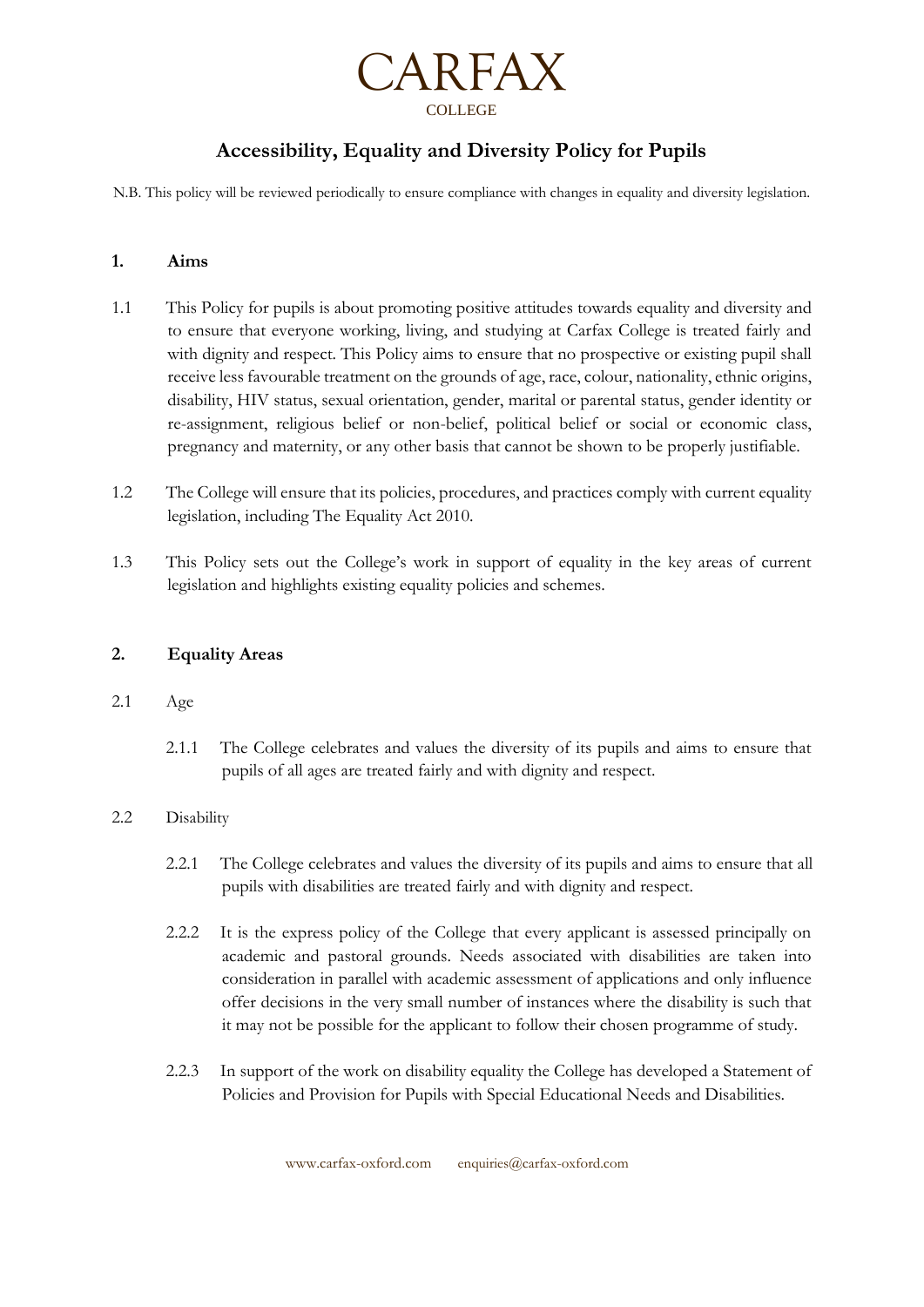# CARFAX

COLLEGE

## Accessibility, Equality and Diversity Policy for Pupils

N.B. This policy will be reviewed periodically to ensure compliance with changes in equality and diversity legislation.

### 1. Aims

1.1 This Policy for pupils is about promoting positive attitudes towards equality and diversity and to ensure that everyone working, living, and studying at Carfax College is treated fairly and with dignity and respect. This Policy aims to ensure that no prospective or existing pupil shall receive less favourable treatment on the grounds of age, race, colour, nationality, ethnic origins, disability, HIV status, sexual orientation, gender, marital or parental status, gender identity or re-assignment, religious belief or non-belief, political belief or social or economic class, pregnancy and maternity, or any other basis that cannot be shown to be properly justifiable.

1.2 The College will ensure that its policies, procedures, and practices comply with current equality legislation, including The Equality Act 2010.

1.3 This Policy sets out the College's work in support of equality in the key areas of current legislation and highlights existing equality policies and schemes.

### 2. Equality Areas

2.1 Age

2.1.1 The College celebrates and values the diversity of its pupils and aims to ensure that pupils of all ages are treated fairly and with dignity and respect.

2.2 Disability

2.2.1 The College celebrates and values the diversity of its pupils and aims to ensure that all pupils with disabilities are treated fairly and with dignity and respect.

2.2.2 It is the express policy of the College that every applicant is assessed principally on academic and pastoral grounds. Needs associated with disabilities are taken into consideration in parallel with academic assessment of applications and only influence offer decisions in the very small number of instances where the disability is such that it may not be possible for the applicant to follow their chosen programme of study.

2.2.3 In support of the work on disability equality the College has developed a Statement of Policies and Provision for Pupils with Special Educational Needs and Disabilities.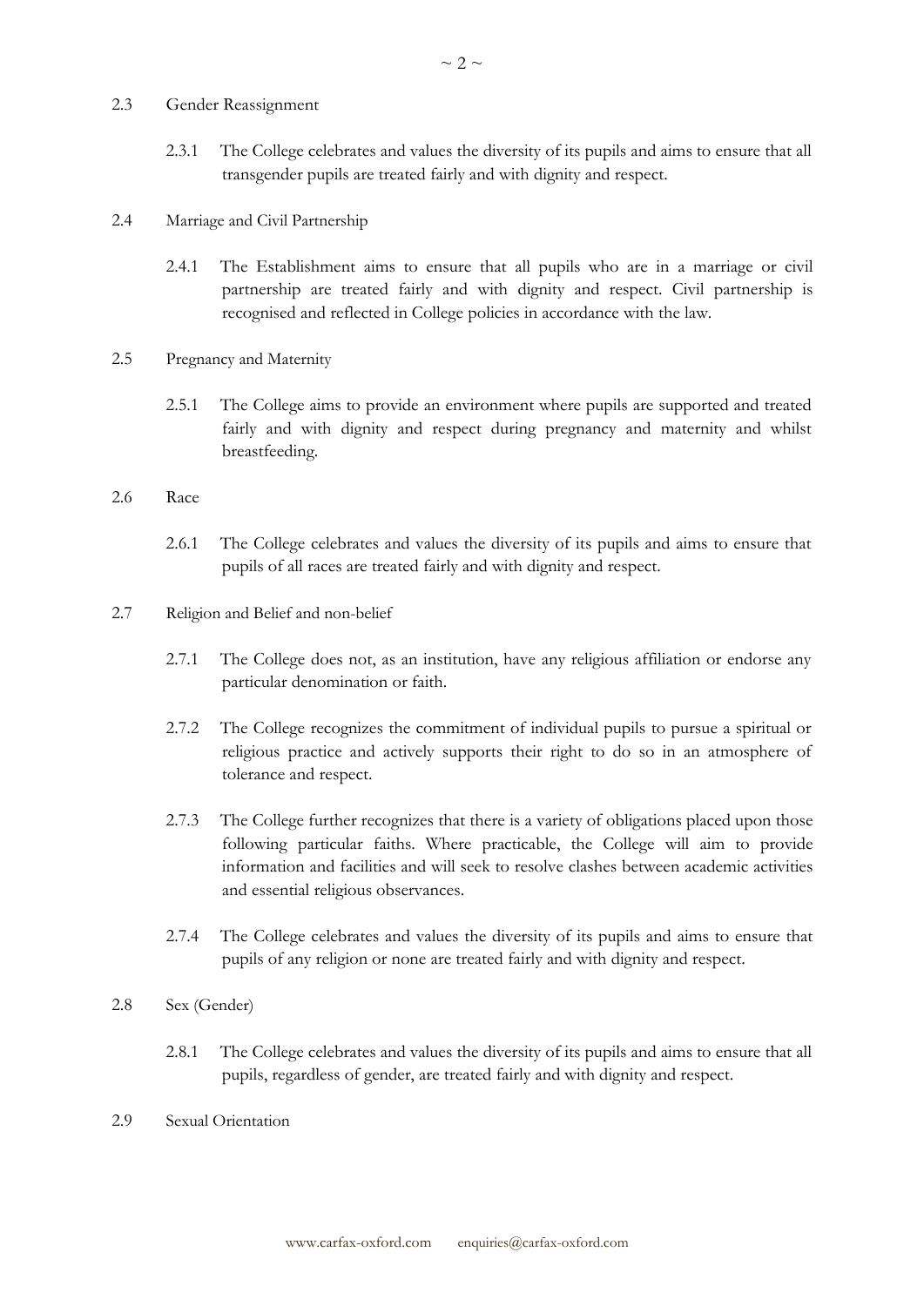2.3 Gender Reassignment

2.3.1 The College celebrates and values the diversity of its pupils and aims to ensure that all transgender pupils are treated fairly and with dignity and respect.

2.4 Marriage and Civil Partnership

2.4.1 The Establishment aims to ensure that all pupils who are in a marriage or civil partnership are treated fairly and with dignity and respect. Civil partnership is recognised and reflected in College policies in accordance with the law.

2.5 Pregnancy and Maternity

2.5.1 The College aims to provide an environment where pupils are supported and treated fairly and with dignity and respect during pregnancy and maternity and whilst breastfeeding.

2.6 Race

2.6.1 The College celebrates and values the diversity of its pupils and aims to ensure that pupils of all races are treated fairly and with dignity and respect.

2.7 Religion and Belief and non-belief

2.7.1 The College does not, as an institution, have any religious affiliation or endorse any particular denomination or faith.

2.7.2 The College recognizes the commitment of individual pupils to pursue a spiritual or religious practice and actively supports their right to do so in an atmosphere of tolerance and respect.

2.7.3 The College further recognizes that there is a variety of obligations placed upon those following particular faiths. Where practicable, the College will aim to provide information and facilities and will seek to resolve clashes between academic activities and essential religious observances.

2.7.4 The College celebrates and values the diversity of its pupils and aims to ensure that pupils of any religion or none are treated fairly and with dignity and respect.

2.8 Sex (Gender)

2.8.1 The College celebrates and values the diversity of its pupils and aims to ensure that all pupils, regardless of gender, are treated fairly and with dignity and respect.

2.9 Sexual Orientation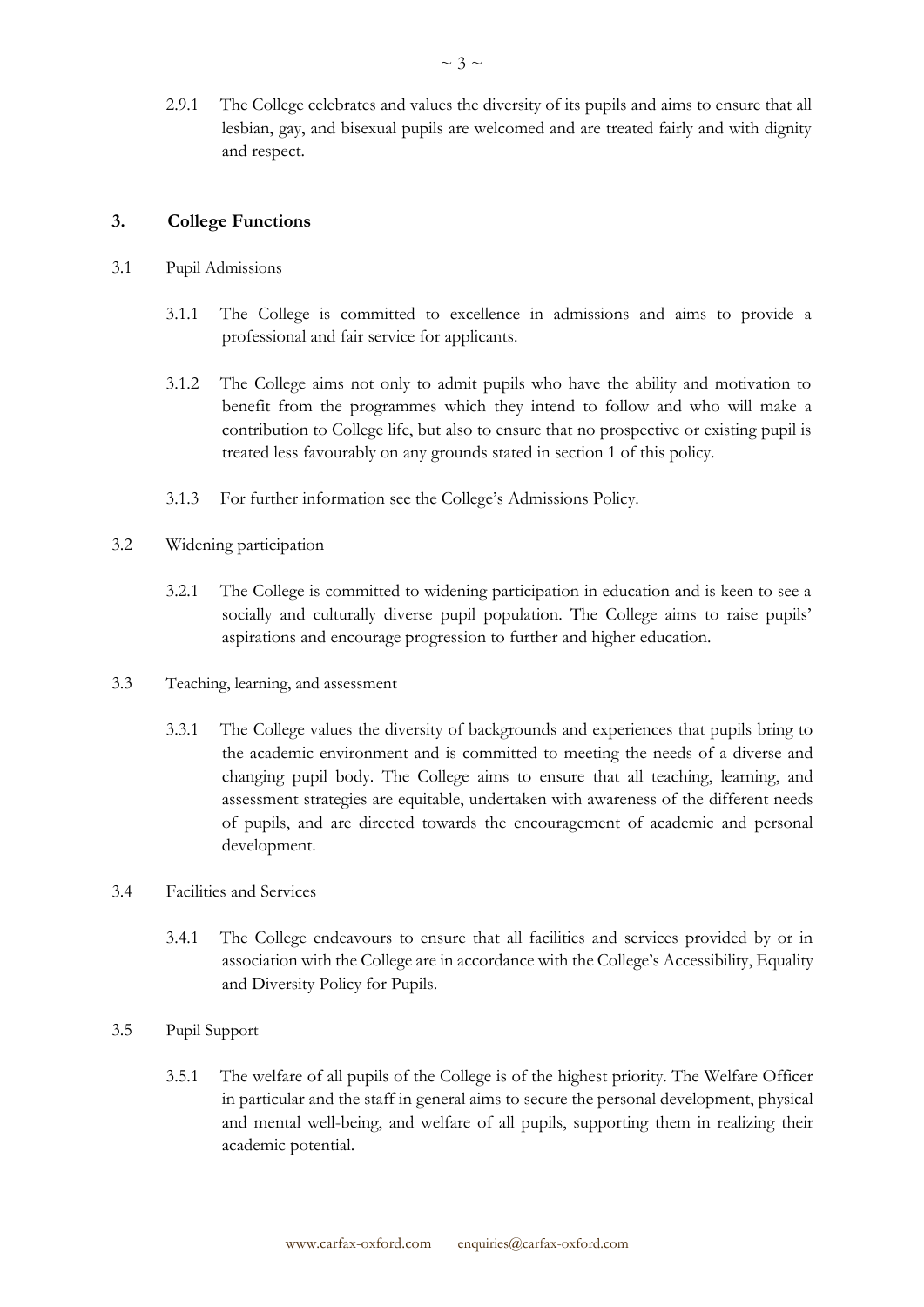2.9.1 The College celebrates and values the diversity of its pupils and aims to ensure that all lesbian, gay, and bisexual pupils are welcomed and are treated fairly and with dignity and respect.

## 3. College Functions

3.1 Pupil Admissions

3.1.1 The College is committed to excellence in admissions and aims to provide a professional and fair service for applicants.

3.1.2 The College aims not only to admit pupils who have the ability and motivation to benefit from the programmes which they intend to follow and who will make a contribution to College life, but also to ensure that no prospective or existing pupil is treated less favourably on any grounds stated in section 1 of this policy.

3.1.3 For further information see the College's Admissions Policy.

3.2 Widening participation

3.2.1 The College is committed to widening participation in education and is keen to see a socially and culturally diverse pupil population. The College aims to raise pupils' aspirations and encourage progression to further and higher education.

3.3 Teaching, learning, and assessment

3.3.1 The College values the diversity of backgrounds and experiences that pupils bring to the academic environment and is committed to meeting the needs of a diverse and changing pupil body. The College aims to ensure that all teaching, learning, and assessment strategies are equitable, undertaken with awareness of the different needs of pupils, and are directed towards the encouragement of academic and personal development.

3.4 Facilities and Services

3.4.1 The College endeavours to ensure that all facilities and services provided by or in association with the College are in accordance with the College's Accessibility, Equality and Diversity Policy for Pupils.

3.5 Pupil Support

3.5.1 The welfare of all pupils of the College is of the highest priority. The Welfare Officer in particular and the staff in general aims to secure the personal development, physical and mental well-being, and welfare of all pupils, supporting them in realizing their academic potential.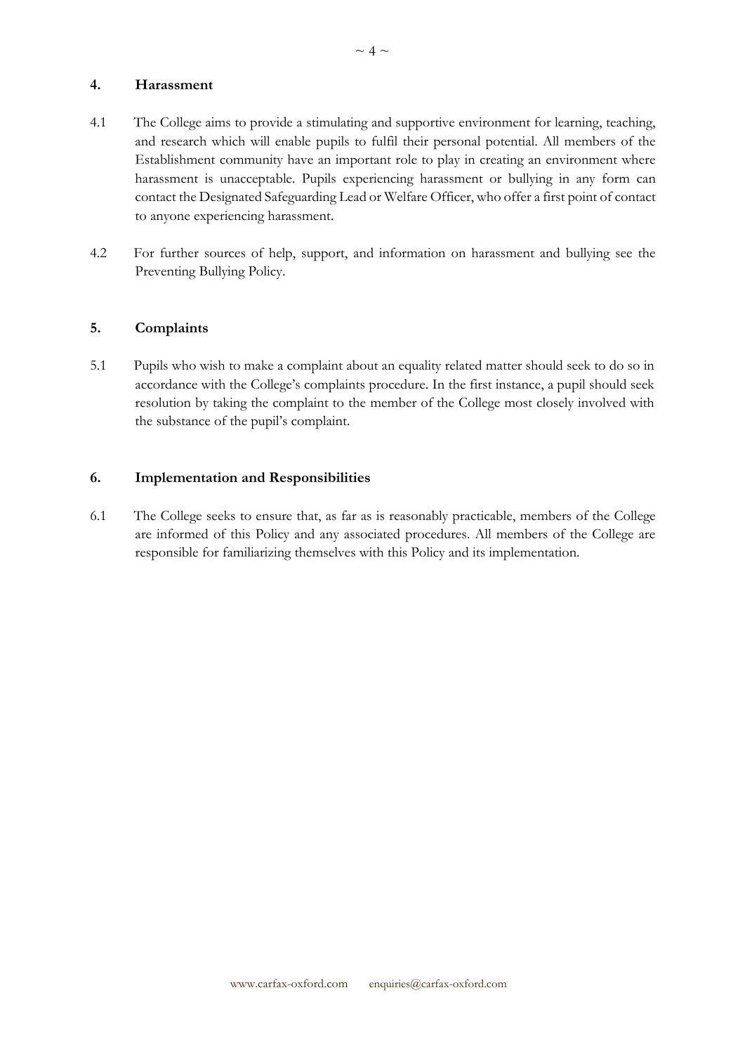## 4. Harassment

4.1 The College aims to provide a stimulating and supportive environment for learning, teaching, and research which will enable pupils to fulfil their personal potential. All members of the Establishment community have an important role to play in creating an environment where harassment is unacceptable. Pupils experiencing harassment or bullying in any form can contact the Designated Safeguarding Lead or Welfare Officer, who offer a first point of contact to anyone experiencing harassment.

4.2 For further sources of help, support, and information on harassment and bullying see the Preventing Bullying Policy.

## 5. Complaints

5.1 Pupils who wish to make a complaint about an equality related matter should seek to do so in accordance with the College's complaints procedure. In the first instance, a pupil should seek resolution by taking the complaint to the member of the College most closely involved with the substance of the pupil's complaint.

## 6. Implementation and Responsibilities

6.1 The College seeks to ensure that, as far as is reasonably practicable, members of the College are informed of this Policy and any associated procedures. All members of the College are responsible for familiarizing themselves with this Policy and its implementation.